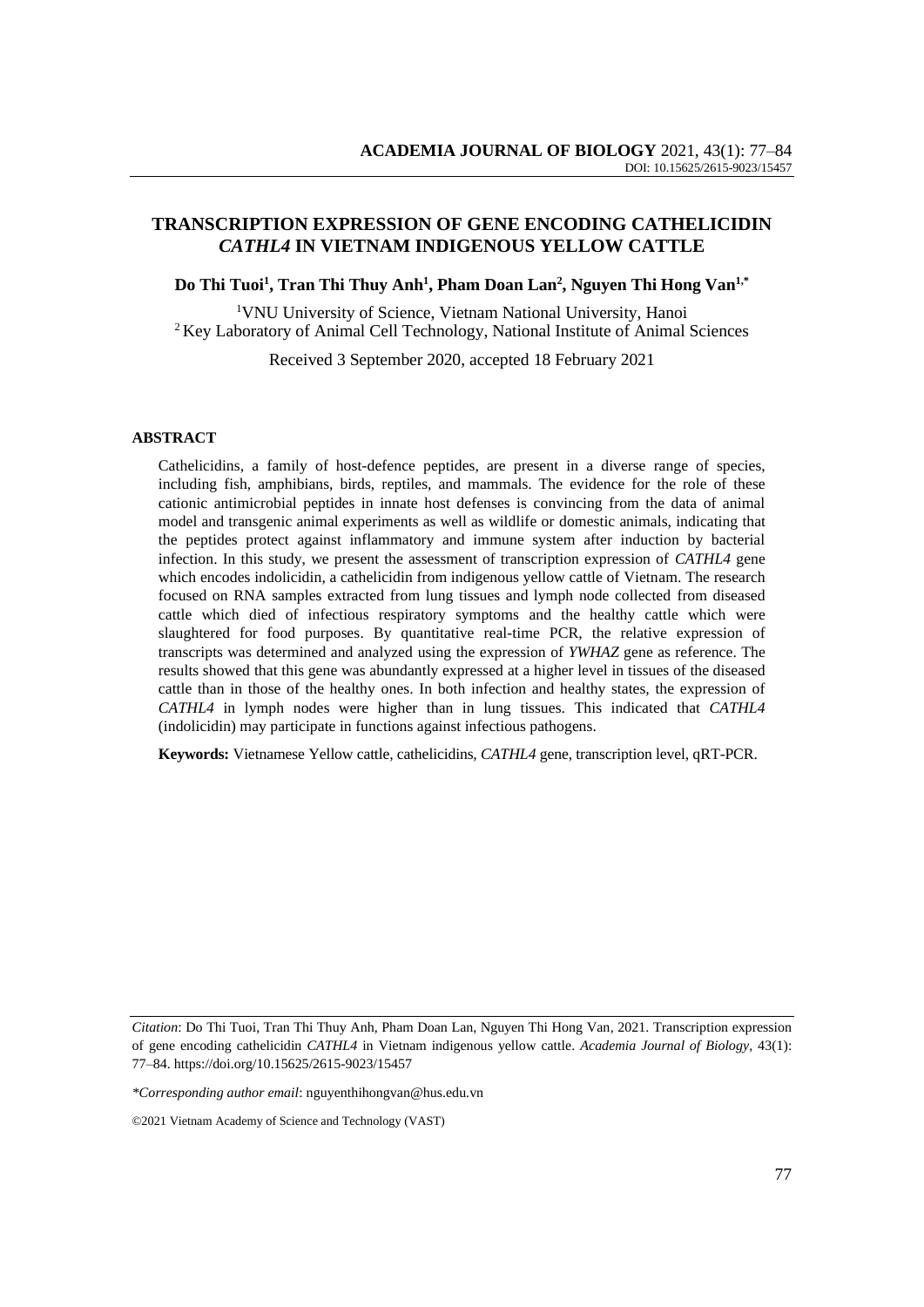# TRANSCRIPTION EXPRESSION OF GENE ENCODING CATHELICIDIN *CATHL4* IN VIETNAM INDIGENOUS YELLOW CATTLE

**Do Thi Tuoi[1], Tran Thi Thuy Anh[1], Pham Doan Lan[2], Nguyen Thi Hong Van[1,*]**

[1]VNU University of Science, Vietnam National University, Hanoi
[2]Key Laboratory of Animal Cell Technology, National Institute of Animal Sciences

Received 3 September 2020, accepted 18 February 2021

## ABSTRACT

Cathelicidins, a family of host-defence peptides, are present in a diverse range of species, including fish, amphibians, birds, reptiles, and mammals. The evidence for the role of these cationic antimicrobial peptides in innate host defenses is convincing from the data of animal model and transgenic animal experiments as well as wildlife or domestic animals, indicating that the peptides protect against inflammatory and immune system after induction by bacterial infection. In this study, we present the assessment of transcription expression of *CATHL4* gene which encodes indolicidin, a cathelicidin from indigenous yellow cattle of Vietnam. The research focused on RNA samples extracted from lung tissues and lymph node collected from diseased cattle which died of infectious respiratory symptoms and the healthy cattle which were slaughtered for food purposes. By quantitative real-time PCR, the relative expression of transcripts was determined and analyzed using the expression of *YWHAZ* gene as reference. The results showed that this gene was abundantly expressed at a higher level in tissues of the diseased cattle than in those of the healthy ones. In both infection and healthy states, the expression of *CATHL4* in lymph nodes were higher than in lung tissues. This indicated that *CATHL4* (indolicidin) may participate in functions against infectious pathogens.

**Keywords:** Vietnamese Yellow cattle, cathelicidins, *CATHL4* gene, transcription level, qRT-PCR.

*Citation*: Do Thi Tuoi, Tran Thi Thuy Anh, Pham Doan Lan, Nguyen Thi Hong Van, 2021. Transcription expression of gene encoding cathelicidin *CATHL4* in Vietnam indigenous yellow cattle. *Academia Journal of Biology*, 43(1): 77–84. https://doi.org/10.15625/2615-9023/15457

**Corresponding author email*: nguyenthihongvan@hus.edu.vn

©2021 Vietnam Academy of Science and Technology (VAST)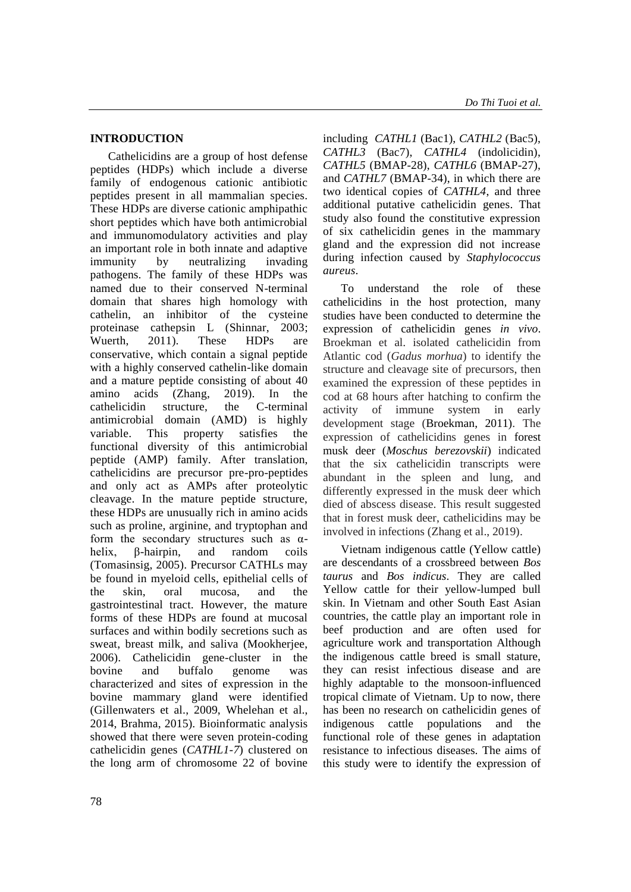## INTRODUCTION

Cathelicidins are a group of host defense peptides (HDPs) which include a diverse family of endogenous cationic antibiotic peptides present in all mammalian species. These HDPs are diverse cationic amphipathic short peptides which have both antimicrobial and immunomodulatory activities and play an important role in both innate and adaptive immunity by neutralizing invading pathogens. The family of these HDPs was named due to their conserved N-terminal domain that shares high homology with cathelin, an inhibitor of the cysteine proteinase cathepsin L (Shinnar, 2003; Wuerth, 2011). These HDPs are conservative, which contain a signal peptide with a highly conserved cathelin-like domain and a mature peptide consisting of about 40 amino acids (Zhang, 2019). In the cathelicidin structure, the C-terminal antimicrobial domain (AMD) is highly variable. This property satisfies the functional diversity of this antimicrobial peptide (AMP) family. After translation, cathelicidins are precursor pre-pro-peptides and only act as AMPs after proteolytic cleavage. In the mature peptide structure, these HDPs are unusually rich in amino acids such as proline, arginine, and tryptophan and form the secondary structures such as α-helix, β-hairpin, and random coils (Tomasinsig, 2005). Precursor CATHLs may be found in myeloid cells, epithelial cells of the skin, oral mucosa, and the gastrointestinal tract. However, the mature forms of these HDPs are found at mucosal surfaces and within bodily secretions such as sweat, breast milk, and saliva (Mookherjee, 2006). Cathelicidin gene-cluster in the bovine and buffalo genome was characterized and sites of expression in the bovine mammary gland were identified (Gillenwaters et al., 2009, Whelehan et al., 2014, Brahma, 2015). Bioinformatic analysis showed that there were seven protein-coding cathelicidin genes (*CATHL1-7*) clustered on the long arm of chromosome 22 of bovine including *CATHL1* (Bac1), *CATHL2* (Bac5), *CATHL3* (Bac7), *CATHL4* (indolicidin), *CATHL5* (BMAP-28), *CATHL6* (BMAP-27), and *CATHL7* (BMAP-34), in which there are two identical copies of *CATHL4*, and three additional putative cathelicidin genes. That study also found the constitutive expression of six cathelicidin genes in the mammary gland and the expression did not increase during infection caused by *Staphylococcus aureus*.

To understand the role of these cathelicidins in the host protection, many studies have been conducted to determine the expression of cathelicidin genes *in vivo*. Broekman et al. isolated cathelicidin from Atlantic cod (*Gadus morhua*) to identify the structure and cleavage site of precursors, then examined the expression of these peptides in cod at 68 hours after hatching to confirm the activity of immune system in early development stage (Broekman, 2011). The expression of cathelicidins genes in forest musk deer (*Moschus berezovskii*) indicated that the six cathelicidin transcripts were abundant in the spleen and lung, and differently expressed in the musk deer which died of abscess disease. This result suggested that in forest musk deer, cathelicidins may be involved in infections (Zhang et al., 2019).

Vietnam indigenous cattle (Yellow cattle) are descendants of a crossbreed between *Bos taurus* and *Bos indicus*. They are called Yellow cattle for their yellow-lumped bull skin. In Vietnam and other South East Asian countries, the cattle play an important role in beef production and are often used for agriculture work and transportation Although the indigenous cattle breed is small stature, they can resist infectious disease and are highly adaptable to the monsoon-influenced tropical climate of Vietnam. Up to now, there has been no research on cathelicidin genes of indigenous cattle populations and the functional role of these genes in adaptation resistance to infectious diseases. The aims of this study were to identify the expression of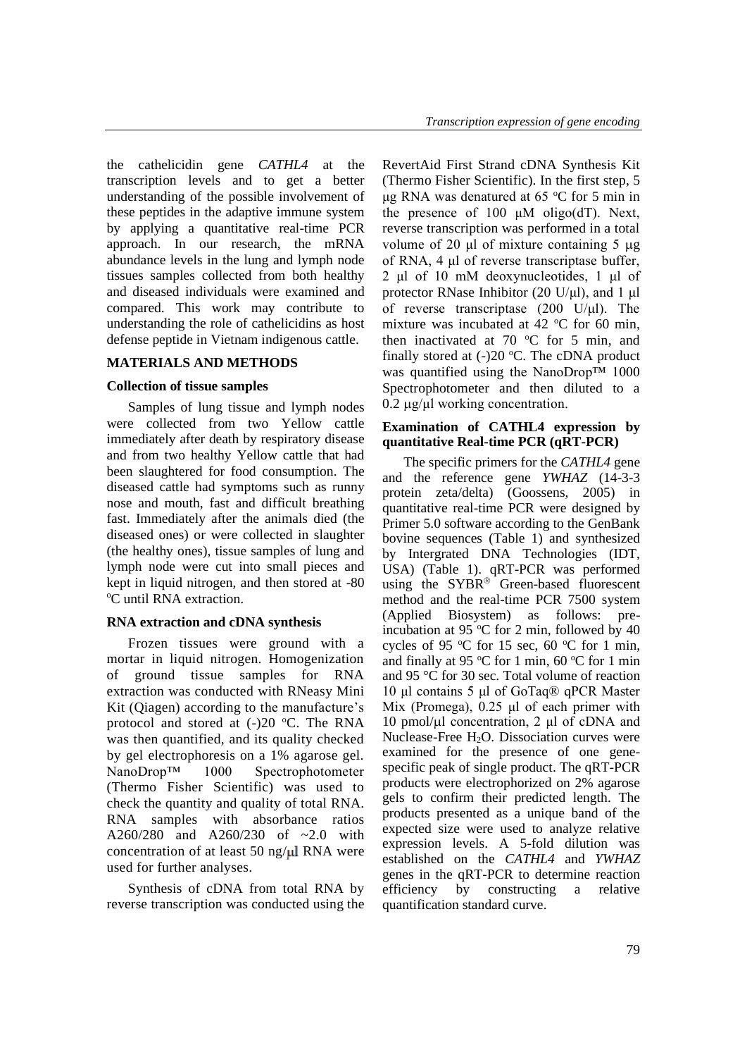the cathelicidin gene *CATHL4* at the transcription levels and to get a better understanding of the possible involvement of these peptides in the adaptive immune system by applying a quantitative real-time PCR approach. In our research, the mRNA abundance levels in the lung and lymph node tissues samples collected from both healthy and diseased individuals were examined and compared. This work may contribute to understanding the role of cathelicidins as host defense peptide in Vietnam indigenous cattle.

## MATERIALS AND METHODS

### Collection of tissue samples

Samples of lung tissue and lymph nodes were collected from two Yellow cattle immediately after death by respiratory disease and from two healthy Yellow cattle that had been slaughtered for food consumption. The diseased cattle had symptoms such as runny nose and mouth, fast and difficult breathing fast. Immediately after the animals died (the diseased ones) or were collected in slaughter (the healthy ones), tissue samples of lung and lymph node were cut into small pieces and kept in liquid nitrogen, and then stored at -80 ºC until RNA extraction.

### RNA extraction and cDNA synthesis

Frozen tissues were ground with a mortar in liquid nitrogen. Homogenization of ground tissue samples for RNA extraction was conducted with RNeasy Mini Kit (Qiagen) according to the manufacture's protocol and stored at (-)20 ºC. The RNA was then quantified, and its quality checked by gel electrophoresis on a 1% agarose gel. NanoDrop™ 1000 Spectrophotometer (Thermo Fisher Scientific) was used to check the quantity and quality of total RNA. RNA samples with absorbance ratios A260/280 and A260/230 of ~2.0 with concentration of at least 50 ng/µl RNA were used for further analyses.

Synthesis of cDNA from total RNA by reverse transcription was conducted using the RevertAid First Strand cDNA Synthesis Kit (Thermo Fisher Scientific). In the first step, 5 µg RNA was denatured at 65 ºC for 5 min in the presence of 100 µM oligo(dT). Next, reverse transcription was performed in a total volume of 20 µl of mixture containing 5 µg of RNA, 4 µl of reverse transcriptase buffer, 2 µl of 10 mM deoxynucleotides, 1 µl of protector RNase Inhibitor (20 U/µl), and 1 µl of reverse transcriptase (200 U/µl). The mixture was incubated at 42 ºC for 60 min, then inactivated at 70 ºC for 5 min, and finally stored at (-)20 ºC. The cDNA product was quantified using the NanoDrop™ 1000 Spectrophotometer and then diluted to a 0.2 µg/µl working concentration.

### Examination of CATHL4 expression by quantitative Real-time PCR (qRT-PCR)

The specific primers for the *CATHL4* gene and the reference gene *YWHAZ* (14-3-3 protein zeta/delta) (Goossens, 2005) in quantitative real-time PCR were designed by Primer 5.0 software according to the GenBank bovine sequences (Table 1) and synthesized by Intergrated DNA Technologies (IDT, USA) (Table 1). qRT-PCR was performed using the SYBR® Green-based fluorescent method and the real-time PCR 7500 system (Applied Biosystem) as follows: pre-incubation at 95 ºC for 2 min, followed by 40 cycles of 95 ºC for 15 sec, 60 ºC for 1 min, and finally at 95 ºC for 1 min, 60 ºC for 1 min and 95 °C for 30 sec. Total volume of reaction 10 µl contains 5 µl of GoTaq® qPCR Master Mix (Promega), 0.25 µl of each primer with 10 pmol/µl concentration, 2 µl of cDNA and Nuclease-Free $H_2O$. Dissociation curves were examined for the presence of one gene-specific peak of single product. The qRT-PCR products were electrophorized on 2% agarose gels to confirm their predicted length. The products presented as a unique band of the expected size were used to analyze relative expression levels. A 5-fold dilution was established on the *CATHL4* and *YWHAZ* genes in the qRT-PCR to determine reaction efficiency by constructing a relative quantification standard curve.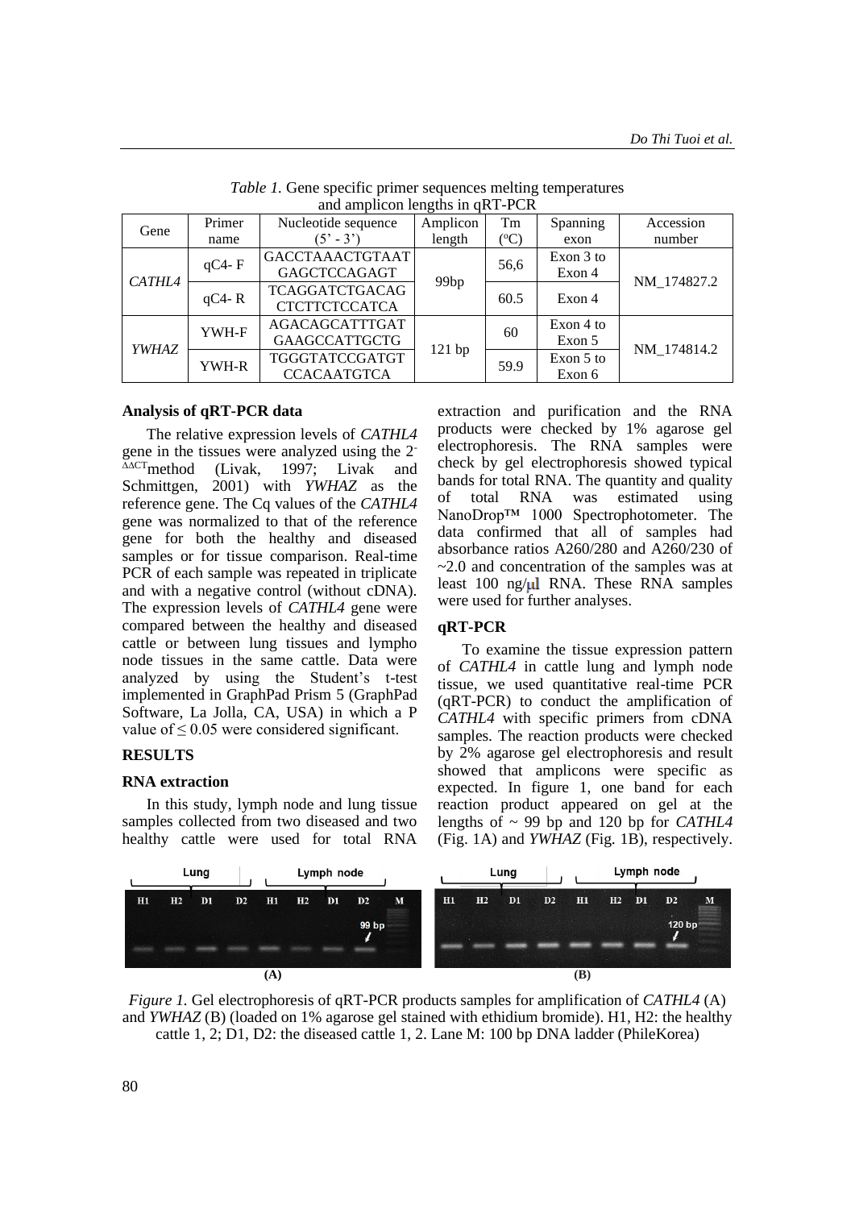*Table 1.* Gene specific primer sequences melting temperatures and amplicon lengths in qRT-PCR

| Gene | Primer name | Nucleotide sequence (5' - 3') | Amplicon length | Tm (°C) | Spanning exon | Accession number |
|---|---|---|---|---|---|---|
| *CATHL4* | qC4- F | GACCTAAACTGTAAT GAGCTCCAGAGT | 99bp | 56,6 | Exon 3 to Exon 4 | NM_174827.2 |
| | qC4- R | TCAGGATCTGACAG CTCTTCTCCATCA | | 60.5 | Exon 4 | |
| *YWHAZ* | YWH-F | AGACAGCATTTGAT GAAGCCATTGCTG | 121 bp | 60 | Exon 4 to Exon 5 | NM_174814.2 |
| | YWH-R | TGGGTATCCGATGT CCACAATGTCA | | 59.9 | Exon 5 to Exon 6 | |

**Analysis of qRT-PCR data**

The relative expression levels of *CATHL4* gene in the tissues were analyzed using the $2^{-\Delta\Delta CT}$method (Livak, 1997; Livak and Schmittgen, 2001) with *YWHAZ* as the reference gene. The Cq values of the *CATHL4* gene was normalized to that of the reference gene for both the healthy and diseased samples or for tissue comparison. Real-time PCR of each sample was repeated in triplicate and with a negative control (without cDNA). The expression levels of *CATHL4* gene were compared between the healthy and diseased cattle or between lung tissues and lympho node tissues in the same cattle. Data were analyzed by using the Student's t-test implemented in GraphPad Prism 5 (GraphPad Software, La Jolla, CA, USA) in which a P value of ≤ 0.05 were considered significant.

## RESULTS

**RNA extraction**

In this study, lymph node and lung tissue samples collected from two diseased and two healthy cattle were used for total RNA extraction and purification and the RNA products were checked by 1% agarose gel electrophoresis. The RNA samples were check by gel electrophoresis showed typical bands for total RNA. The quantity and quality of total RNA was estimated using NanoDrop™ 1000 Spectrophotometer. The data confirmed that all of samples had absorbance ratios A260/280 and A260/230 of ~2.0 and concentration of the samples was at least 100 ng/µl RNA. These RNA samples were used for further analyses.

**qRT-PCR**

To examine the tissue expression pattern of *CATHL4* in cattle lung and lymph node tissue, we used quantitative real-time PCR (qRT-PCR) to conduct the amplification of *CATHL4* with specific primers from cDNA samples. The reaction products were checked by 2% agarose gel electrophoresis and result showed that amplicons were specific as expected. In figure 1, one band for each reaction product appeared on gel at the lengths of ~ 99 bp and 120 bp for *CATHL4* (Fig. 1A) and *YWHAZ* (Fig. 1B), respectively.

*Figure 1.* Gel electrophoresis of qRT-PCR products samples for amplification of *CATHL4* (A) and *YWHAZ* (B) (loaded on 1% agarose gel stained with ethidium bromide). H1, H2: the healthy cattle 1, 2; D1, D2: the diseased cattle 1, 2. Lane M: 100 bp DNA ladder (PhileKorea)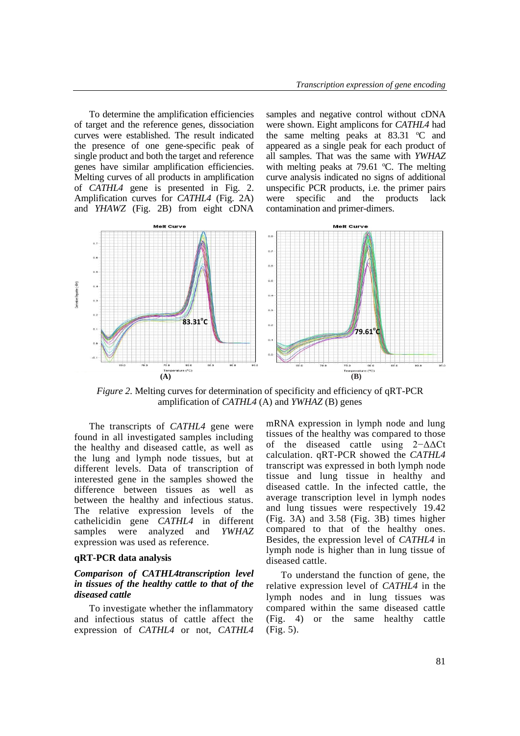To determine the amplification efficiencies of target and the reference genes, dissociation curves were established. The result indicated the presence of one gene-specific peak of single product and both the target and reference genes have similar amplification efficiencies. Melting curves of all products in amplification of *CATHL4* gene is presented in Fig. 2. Amplification curves for *CATHL4* (Fig. 2A) and *YHAWZ* (Fig. 2B) from eight cDNA samples and negative control without cDNA were shown. Eight amplicons for *CATHL4* had the same melting peaks at 83.31 ºC and appeared as a single peak for each product of all samples. That was the same with *YWHAZ* with melting peaks at 79.61 ºC. The melting curve analysis indicated no signs of additional unspecific PCR products, i.e. the primer pairs were specific and the products lack contamination and primer-dimers.

*Figure 2.* Melting curves for determination of specificity and efficiency of qRT-PCR amplification of *CATHL4* (A) and *YWHAZ* (B) genes

The transcripts of *CATHL4* gene were found in all investigated samples including the healthy and diseased cattle, as well as the lung and lymph node tissues, but at different levels. Data of transcription of interested gene in the samples showed the difference between tissues as well as between the healthy and infectious status. The relative expression levels of the cathelicidin gene *CATHL4* in different samples were analyzed and *YWHAZ* expression was used as reference.

### qRT-PCR data analysis

#### *Comparison of CATHL4transcription level in tissues of the healthy cattle to that of the diseased cattle*

To investigate whether the inflammatory and infectious status of cattle affect the expression of *CATHL4* or not, *CATHL4* mRNA expression in lymph node and lung tissues of the healthy was compared to those of the diseased cattle using $2^{-\Delta\Delta Ct}$ calculation. qRT-PCR showed the *CATHL4* transcript was expressed in both lymph node tissue and lung tissue in healthy and diseased cattle. In the infected cattle, the average transcription level in lymph nodes and lung tissues were respectively 19.42 (Fig. 3A) and 3.58 (Fig. 3B) times higher compared to that of the healthy ones. Besides, the expression level of *CATHL4* in lymph node is higher than in lung tissue of diseased cattle.

To understand the function of gene, the relative expression level of *CATHL4* in the lymph nodes and in lung tissues was compared within the same diseased cattle (Fig. 4) or the same healthy cattle (Fig. 5).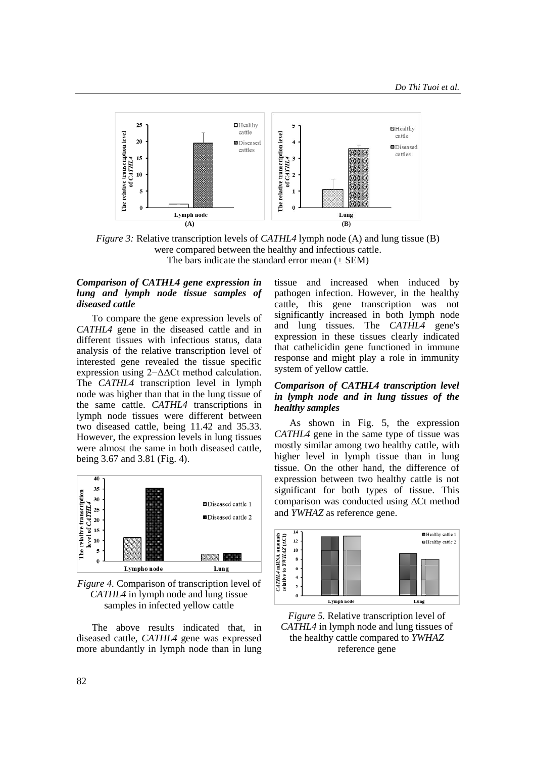*Figure 3:* Relative transcription levels of *CATHL4* lymph node (A) and lung tissue (B) were compared between the healthy and infectious cattle. The bars indicate the standard error mean (± SEM)

***Comparison of CATHL4 gene expression in lung and lymph node tissue samples of diseased cattle***

To compare the gene expression levels of *CATHL4* gene in the diseased cattle and in different tissues with infectious status, data analysis of the relative transcription level of interested gene revealed the tissue specific expression using $2^{-\Delta\Delta Ct}$ method calculation. The *CATHL4* transcription level in lymph node was higher than that in the lung tissue of the same cattle. *CATHL4* transcriptions in lymph node tissues were different between two diseased cattle, being 11.42 and 35.33. However, the expression levels in lung tissues were almost the same in both diseased cattle, being 3.67 and 3.81 (Fig. 4).

*Figure 4.* Comparison of transcription level of *CATHL4* in lymph node and lung tissue samples in infected yellow cattle

The above results indicated that, in diseased cattle, *CATHL4* gene was expressed more abundantly in lymph node than in lung tissue and increased when induced by pathogen infection. However, in the healthy cattle, this gene transcription was not significantly increased in both lymph node and lung tissues. The *CATHL4* gene's expression in these tissues clearly indicated that cathelicidin gene functioned in immune response and might play a role in immunity system of yellow cattle.

***Comparison of CATHL4 transcription level in lymph node and in lung tissues of the healthy samples***

As shown in Fig. 5, the expression *CATHL4* gene in the same type of tissue was mostly similar among two healthy cattle, with higher level in lymph tissue than in lung tissue. On the other hand, the difference of expression between two healthy cattle is not significant for both types of tissue. This comparison was conducted using ΔCt method and *YWHAZ* as reference gene.

*Figure 5.* Relative transcription level of *CATHL4* in lymph node and lung tissues of the healthy cattle compared to *YWHAZ* reference gene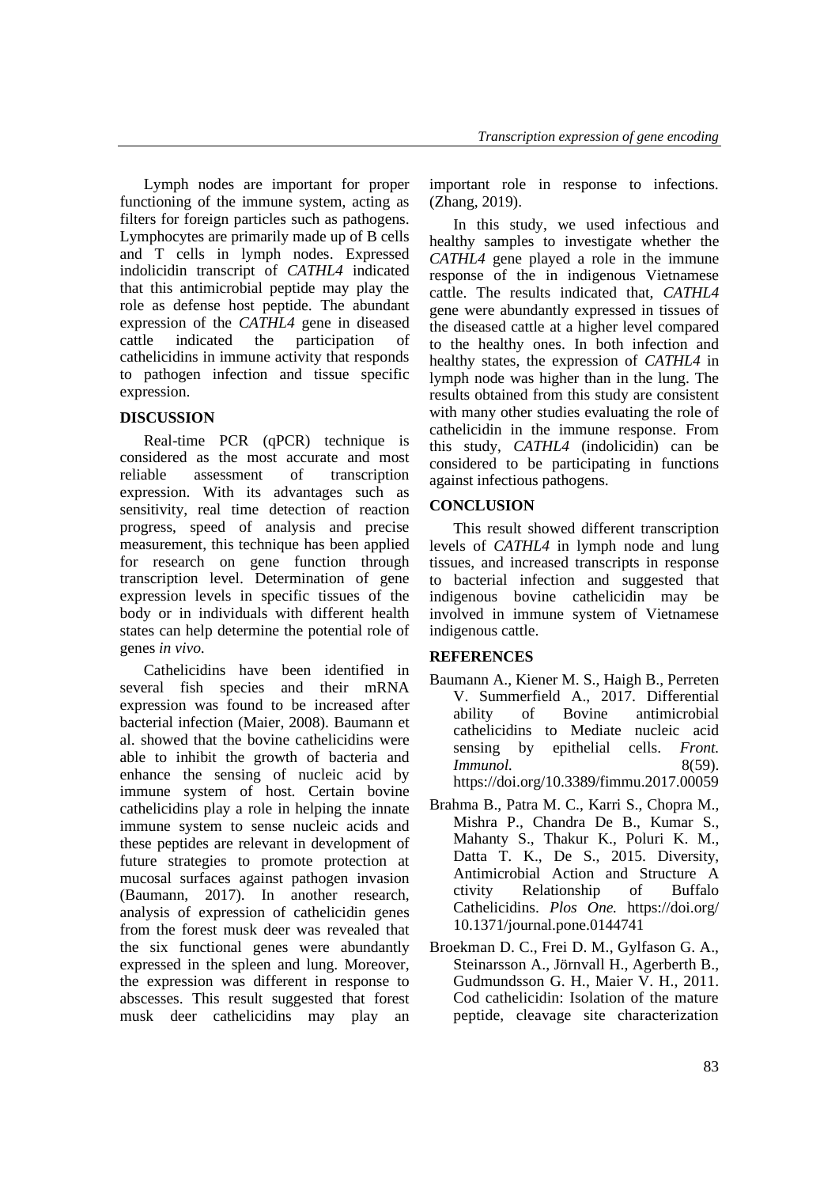Lymph nodes are important for proper functioning of the immune system, acting as filters for foreign particles such as pathogens. Lymphocytes are primarily made up of B cells and T cells in lymph nodes. Expressed indolicidin transcript of *CATHL4* indicated that this antimicrobial peptide may play the role as defense host peptide. The abundant expression of the *CATHL4* gene in diseased cattle indicated the participation of cathelicidins in immune activity that responds to pathogen infection and tissue specific expression.

## DISCUSSION

Real-time PCR (qPCR) technique is considered as the most accurate and most reliable assessment of transcription expression. With its advantages such as sensitivity, real time detection of reaction progress, speed of analysis and precise measurement, this technique has been applied for research on gene function through transcription level. Determination of gene expression levels in specific tissues of the body or in individuals with different health states can help determine the potential role of genes *in vivo.*

Cathelicidins have been identified in several fish species and their mRNA expression was found to be increased after bacterial infection (Maier, 2008). Baumann et al. showed that the bovine cathelicidins were able to inhibit the growth of bacteria and enhance the sensing of nucleic acid by immune system of host. Certain bovine cathelicidins play a role in helping the innate immune system to sense nucleic acids and these peptides are relevant in development of future strategies to promote protection at mucosal surfaces against pathogen invasion (Baumann, 2017). In another research, analysis of expression of cathelicidin genes from the forest musk deer was revealed that the six functional genes were abundantly expressed in the spleen and lung. Moreover, the expression was different in response to abscesses. This result suggested that forest musk deer cathelicidins may play an important role in response to infections. (Zhang, 2019).

In this study, we used infectious and healthy samples to investigate whether the *CATHL4* gene played a role in the immune response of the in indigenous Vietnamese cattle. The results indicated that, *CATHL4* gene were abundantly expressed in tissues of the diseased cattle at a higher level compared to the healthy ones. In both infection and healthy states, the expression of *CATHL4* in lymph node was higher than in the lung. The results obtained from this study are consistent with many other studies evaluating the role of cathelicidin in the immune response. From this study, *CATHL4* (indolicidin) can be considered to be participating in functions against infectious pathogens.

## CONCLUSION

This result showed different transcription levels of *CATHL4* in lymph node and lung tissues, and increased transcripts in response to bacterial infection and suggested that indigenous bovine cathelicidin may be involved in immune system of Vietnamese indigenous cattle.

## REFERENCES

Baumann A., Kiener M. S., Haigh B., Perreten V. Summerfield A., 2017. Differential ability of Bovine antimicrobial cathelicidins to Mediate nucleic acid sensing by epithelial cells. *Front. Immunol.* 8(59). https://doi.org/10.3389/fimmu.2017.00059

Brahma B., Patra M. C., Karri S., Chopra M., Mishra P., Chandra De B., Kumar S., Mahanty S., Thakur K., Poluri K. M., Datta T. K., De S., 2015. Diversity, Antimicrobial Action and Structure A ctivity Relationship of Buffalo Cathelicidins. *Plos One.* https://doi.org/ 10.1371/journal.pone.0144741

Broekman D. C., Frei D. M., Gylfason G. A., Steinarsson A., Jörnvall H., Agerberth B., Gudmundsson G. H., Maier V. H., 2011. Cod cathelicidin: Isolation of the mature peptide, cleavage site characterization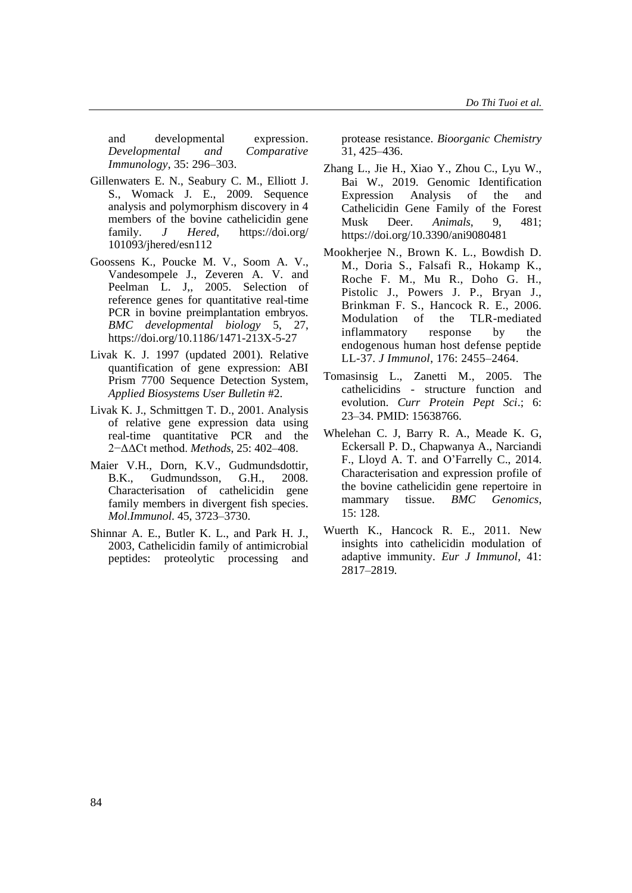and developmental expression. *Developmental and Comparative Immunology*, 35: 296–303.

Gillenwaters E. N., Seabury C. M., Elliott J. S., Womack J. E., 2009. Sequence analysis and polymorphism discovery in 4 members of the bovine cathelicidin gene family. *J Hered*, https://doi.org/ 101093/jhered/esn112

Goossens K., Poucke M. V., Soom A. V., Vandesompele J., Zeveren A. V. and Peelman L. J,, 2005. Selection of reference genes for quantitative real-time PCR in bovine preimplantation embryos. *BMC developmental biology* 5, 27, https://doi.org/10.1186/1471-213X-5-27

Livak K. J. 1997 (updated 2001). Relative quantification of gene expression: ABI Prism 7700 Sequence Detection System, *Applied Biosystems User Bulletin* #2.

Livak K. J., Schmittgen T. D., 2001. Analysis of relative gene expression data using real-time quantitative PCR and the 2−ΔΔCt method. *Methods*, 25: 402–408.

Maier V.H., Dorn, K.V., Gudmundsdottir, B.K., Gudmundsson, G.H., 2008. Characterisation of cathelicidin gene family members in divergent fish species. *Mol.Immunol*. 45, 3723–3730.

Shinnar A. E., Butler K. L., and Park H. J., 2003, Cathelicidin family of antimicrobial peptides: proteolytic processing and protease resistance. *Bioorganic Chemistry* 31, 425–436.

Zhang L., Jie H., Xiao Y., Zhou C., Lyu W., Bai W., 2019. Genomic Identification Expression Analysis of the and Cathelicidin Gene Family of the Forest Musk Deer. *Animals*, 9, 481; https://doi.org/10.3390/ani9080481

Mookherjee N., Brown K. L., Bowdish D. M., Doria S., Falsafi R., Hokamp K., Roche F. M., Mu R., Doho G. H., Pistolic J., Powers J. P., Bryan J., Brinkman F. S., Hancock R. E., 2006. Modulation of the TLR-mediated inflammatory response by the endogenous human host defense peptide LL-37. *J Immunol*, 176: 2455–2464.

Tomasinsig L., Zanetti M., 2005. The cathelicidins - structure function and evolution. *Curr Protein Pept Sci*.; 6: 23–34. PMID: 15638766.

Whelehan C. J, Barry R. A., Meade K. G, Eckersall P. D., Chapwanya A., Narciandi F., Lloyd A. T. and O'Farrelly C., 2014. Characterisation and expression profile of the bovine cathelicidin gene repertoire in mammary tissue. *BMC Genomics*, 15: 128.

Wuerth K., Hancock R. E., 2011. New insights into cathelicidin modulation of adaptive immunity. *Eur J Immunol*, 41: 2817–2819.